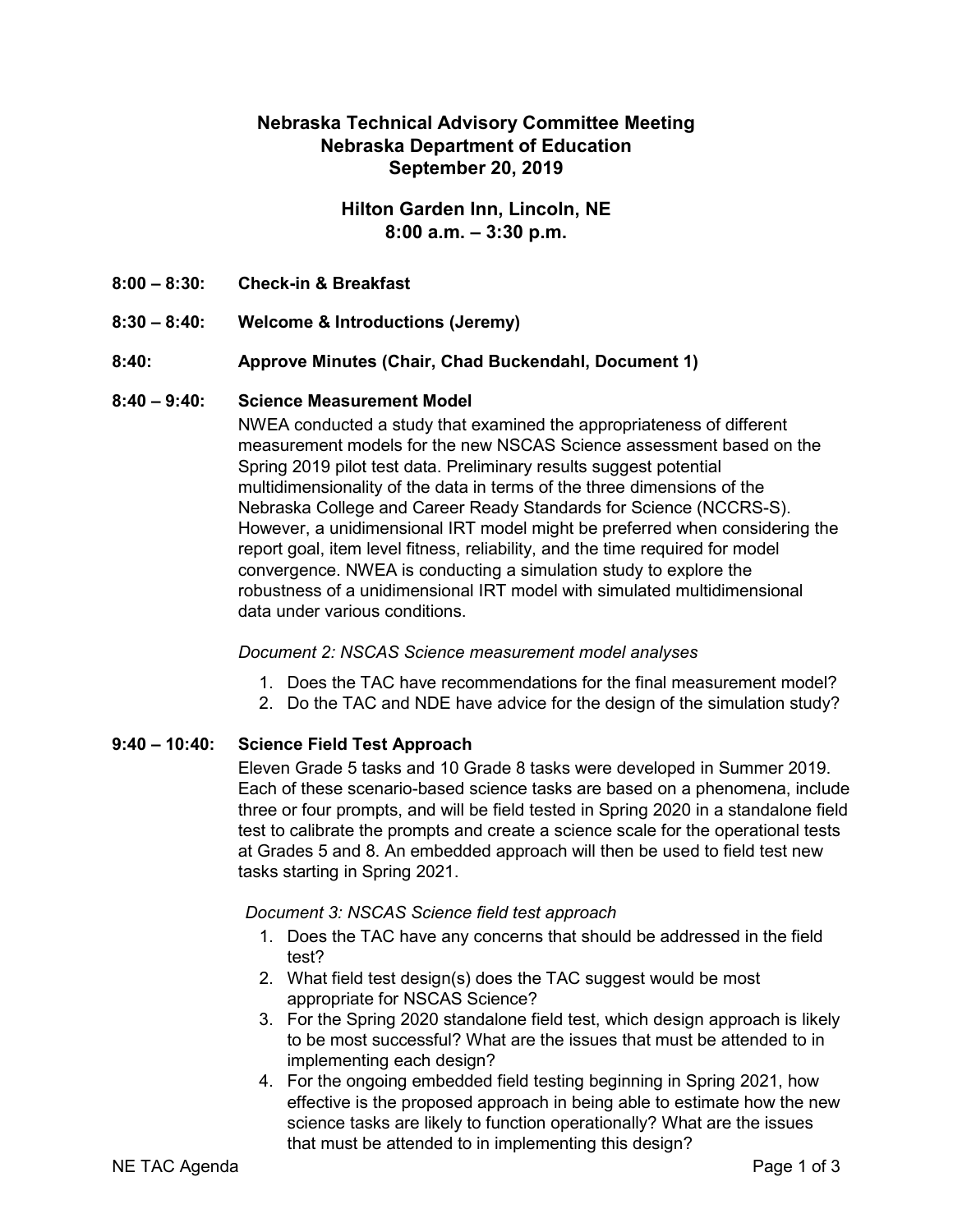# Nebraska Technical Advisory Committee Meeting
# Nebraska Department of Education
# September 20, 2019

## Hilton Garden Inn, Lincoln, NE
## 8:00 a.m. – 3:30 p.m.

**8:00 – 8:30: Check-in & Breakfast**

**8:30 – 8:40: Welcome & Introductions (Jeremy)**

**8:40: Approve Minutes (Chair, Chad Buckendahl, Document 1)**

**8:40 – 9:40: Science Measurement Model**

NWEA conducted a study that examined the appropriateness of different measurement models for the new NSCAS Science assessment based on the Spring 2019 pilot test data. Preliminary results suggest potential multidimensionality of the data in terms of the three dimensions of the Nebraska College and Career Ready Standards for Science (NCCRS-S). However, a unidimensional IRT model might be preferred when considering the report goal, item level fitness, reliability, and the time required for model convergence. NWEA is conducting a simulation study to explore the robustness of a unidimensional IRT model with simulated multidimensional data under various conditions.

*Document 2: NSCAS Science measurement model analyses*

1. Does the TAC have recommendations for the final measurement model?
2. Do the TAC and NDE have advice for the design of the simulation study?

**9:40 – 10:40: Science Field Test Approach**

Eleven Grade 5 tasks and 10 Grade 8 tasks were developed in Summer 2019. Each of these scenario-based science tasks are based on a phenomena, include three or four prompts, and will be field tested in Spring 2020 in a standalone field test to calibrate the prompts and create a science scale for the operational tests at Grades 5 and 8. An embedded approach will then be used to field test new tasks starting in Spring 2021.

*Document 3: NSCAS Science field test approach*

1. Does the TAC have any concerns that should be addressed in the field test?
2. What field test design(s) does the TAC suggest would be most appropriate for NSCAS Science?
3. For the Spring 2020 standalone field test, which design approach is likely to be most successful? What are the issues that must be attended to in implementing each design?
4. For the ongoing embedded field testing beginning in Spring 2021, how effective is the proposed approach in being able to estimate how the new science tasks are likely to function operationally? What are the issues that must be attended to in implementing this design?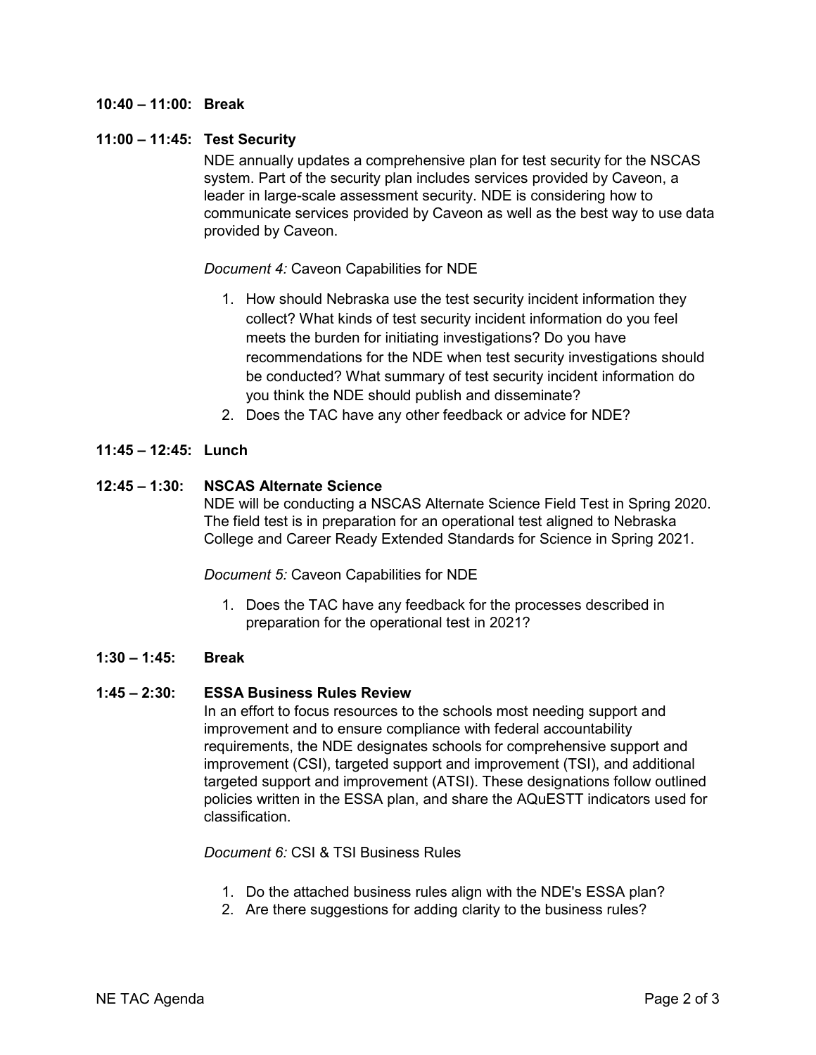**10:40 – 11:00: Break**

**11:00 – 11:45: Test Security**

NDE annually updates a comprehensive plan for test security for the NSCAS system. Part of the security plan includes services provided by Caveon, a leader in large-scale assessment security. NDE is considering how to communicate services provided by Caveon as well as the best way to use data provided by Caveon.

*Document 4:* Caveon Capabilities for NDE

1. How should Nebraska use the test security incident information they collect? What kinds of test security incident information do you feel meets the burden for initiating investigations? Do you have recommendations for the NDE when test security investigations should be conducted? What summary of test security incident information do you think the NDE should publish and disseminate?
2. Does the TAC have any other feedback or advice for NDE?

**11:45 – 12:45: Lunch**

**12:45 – 1:30: NSCAS Alternate Science**

NDE will be conducting a NSCAS Alternate Science Field Test in Spring 2020. The field test is in preparation for an operational test aligned to Nebraska College and Career Ready Extended Standards for Science in Spring 2021.

*Document 5:* Caveon Capabilities for NDE

1. Does the TAC have any feedback for the processes described in preparation for the operational test in 2021?

**1:30 – 1:45: Break**

**1:45 – 2:30: ESSA Business Rules Review**

In an effort to focus resources to the schools most needing support and improvement and to ensure compliance with federal accountability requirements, the NDE designates schools for comprehensive support and improvement (CSI), targeted support and improvement (TSI), and additional targeted support and improvement (ATSI). These designations follow outlined policies written in the ESSA plan, and share the AQuESTT indicators used for classification.

*Document 6:* CSI & TSI Business Rules

1. Do the attached business rules align with the NDE's ESSA plan?
2. Are there suggestions for adding clarity to the business rules?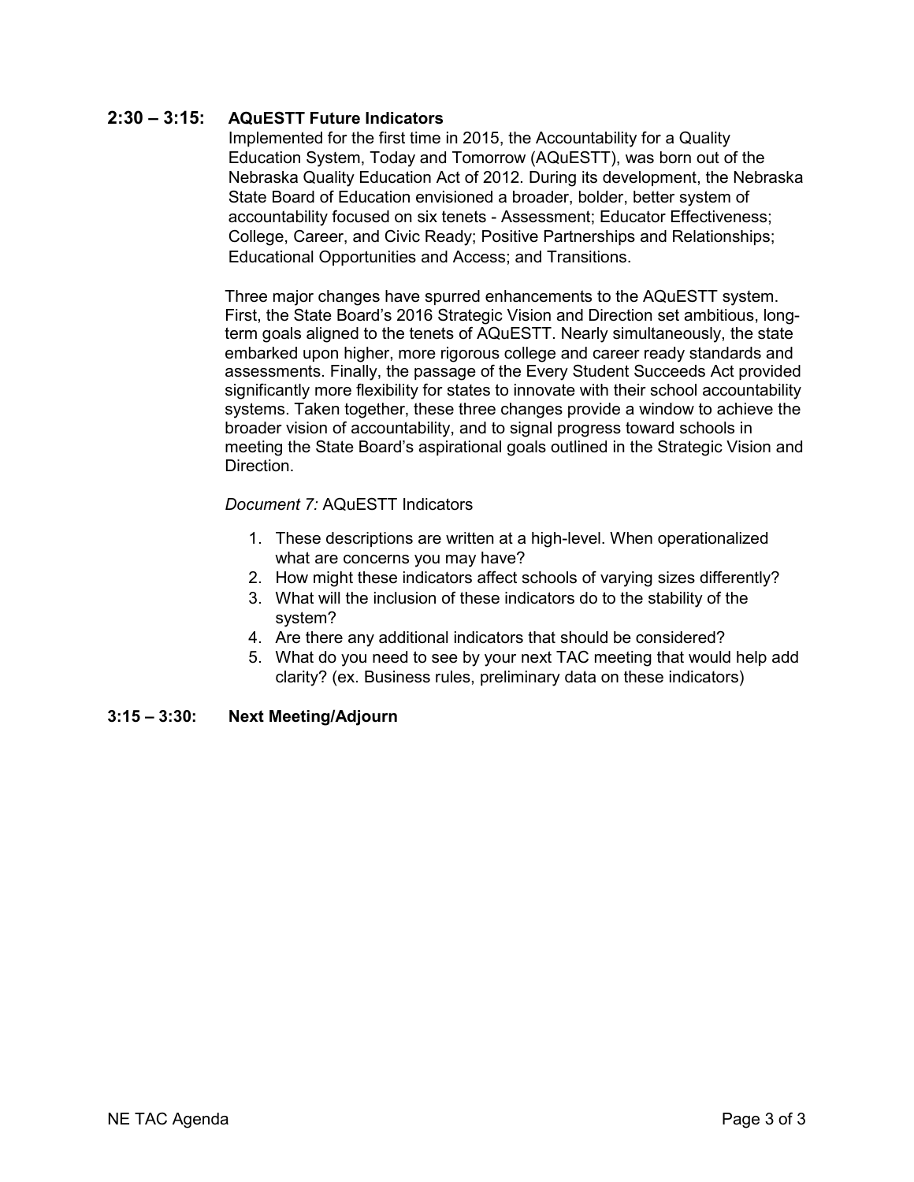**2:30 – 3:15: AQuESTT Future Indicators**

Implemented for the first time in 2015, the Accountability for a Quality Education System, Today and Tomorrow (AQuESTT), was born out of the Nebraska Quality Education Act of 2012. During its development, the Nebraska State Board of Education envisioned a broader, bolder, better system of accountability focused on six tenets - Assessment; Educator Effectiveness; College, Career, and Civic Ready; Positive Partnerships and Relationships; Educational Opportunities and Access; and Transitions.

Three major changes have spurred enhancements to the AQuESTT system. First, the State Board's 2016 Strategic Vision and Direction set ambitious, long-term goals aligned to the tenets of AQuESTT. Nearly simultaneously, the state embarked upon higher, more rigorous college and career ready standards and assessments. Finally, the passage of the Every Student Succeeds Act provided significantly more flexibility for states to innovate with their school accountability systems. Taken together, these three changes provide a window to achieve the broader vision of accountability, and to signal progress toward schools in meeting the State Board's aspirational goals outlined in the Strategic Vision and Direction.

*Document 7:* AQuESTT Indicators

1. These descriptions are written at a high-level. When operationalized what are concerns you may have?
2. How might these indicators affect schools of varying sizes differently?
3. What will the inclusion of these indicators do to the stability of the system?
4. Are there any additional indicators that should be considered?
5. What do you need to see by your next TAC meeting that would help add clarity? (ex. Business rules, preliminary data on these indicators)

**3:15 – 3:30: Next Meeting/Adjourn**